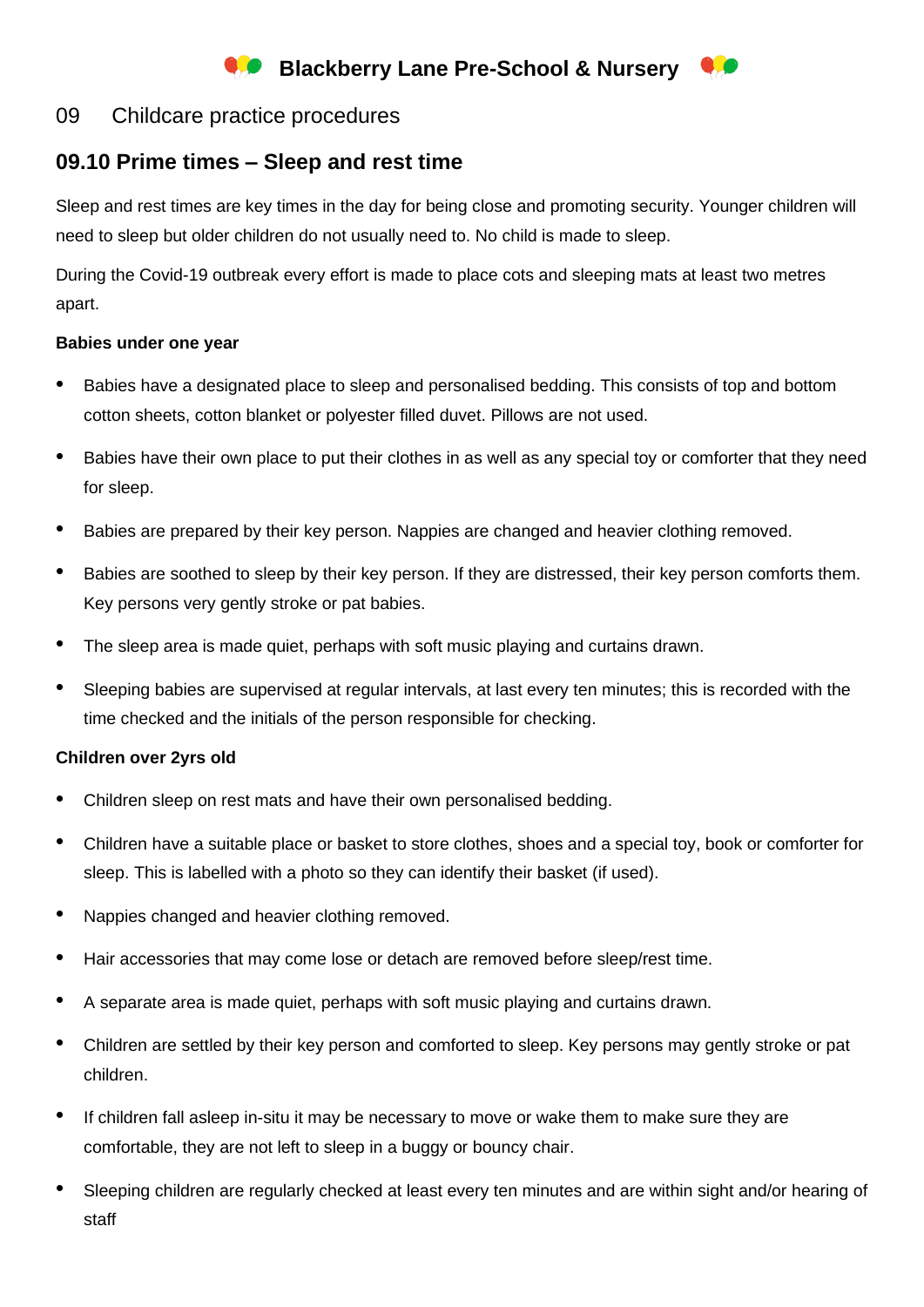# Blackberry Lane Pre-School & Nursery

## 09 Childcare practice procedures

## 09.10 Prime times – Sleep and rest time

Sleep and rest times are key times in the day for being close and promoting security. Younger children will need to sleep but older children do not usually need to. No child is made to sleep.

During the Covid-19 outbreak every effort is made to place cots and sleeping mats at least two metres apart.

**Babies under one year**

- Babies have a designated place to sleep and personalised bedding. This consists of top and bottom cotton sheets, cotton blanket or polyester filled duvet. Pillows are not used.
- Babies have their own place to put their clothes in as well as any special toy or comforter that they need for sleep.
- Babies are prepared by their key person. Nappies are changed and heavier clothing removed.
- Babies are soothed to sleep by their key person. If they are distressed, their key person comforts them. Key persons very gently stroke or pat babies.
- The sleep area is made quiet, perhaps with soft music playing and curtains drawn.
- Sleeping babies are supervised at regular intervals, at last every ten minutes; this is recorded with the time checked and the initials of the person responsible for checking.

**Children over 2yrs old**

- Children sleep on rest mats and have their own personalised bedding.
- Children have a suitable place or basket to store clothes, shoes and a special toy, book or comforter for sleep. This is labelled with a photo so they can identify their basket (if used).
- Nappies changed and heavier clothing removed.
- Hair accessories that may come lose or detach are removed before sleep/rest time.
- A separate area is made quiet, perhaps with soft music playing and curtains drawn.
- Children are settled by their key person and comforted to sleep. Key persons may gently stroke or pat children.
- If children fall asleep in-situ it may be necessary to move or wake them to make sure they are comfortable, they are not left to sleep in a buggy or bouncy chair.
- Sleeping children are regularly checked at least every ten minutes and are within sight and/or hearing of staff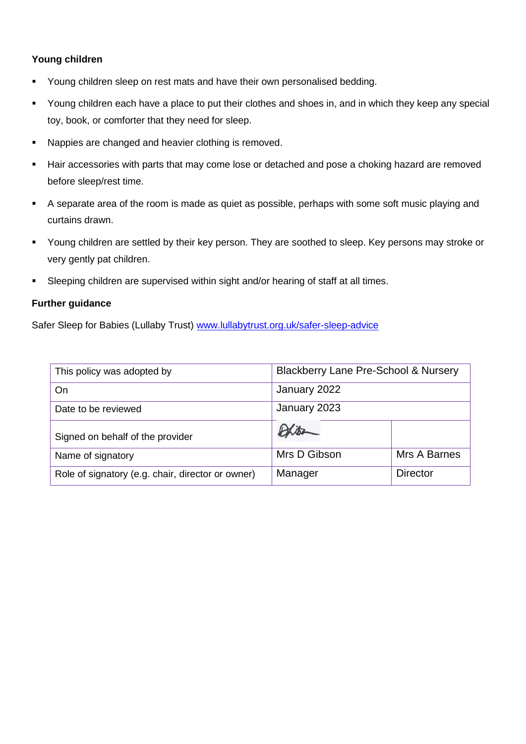**Young children**

- Young children sleep on rest mats and have their own personalised bedding.
- Young children each have a place to put their clothes and shoes in, and in which they keep any special toy, book, or comforter that they need for sleep.
- Nappies are changed and heavier clothing is removed.
- Hair accessories with parts that may come lose or detached and pose a choking hazard are removed before sleep/rest time.
- A separate area of the room is made as quiet as possible, perhaps with some soft music playing and curtains drawn.
- Young children are settled by their key person. They are soothed to sleep. Key persons may stroke or very gently pat children.
- Sleeping children are supervised within sight and/or hearing of staff at all times.

**Further guidance**

Safer Sleep for Babies (Lullaby Trust) [www.lullabytrust.org.uk/safer-sleep-advice](www.lullabytrust.org.uk/safer-sleep-advice)

| | | |
|---|---|---|
| This policy was adopted by | Blackberry Lane Pre-School & Nursery | |
| On | January 2022 | |
| Date to be reviewed | January 2023 | |
| Signed on behalf of the provider | | |
| Name of signatory | Mrs D Gibson | Mrs A Barnes |
| Role of signatory (e.g. chair, director or owner) | Manager | Director |